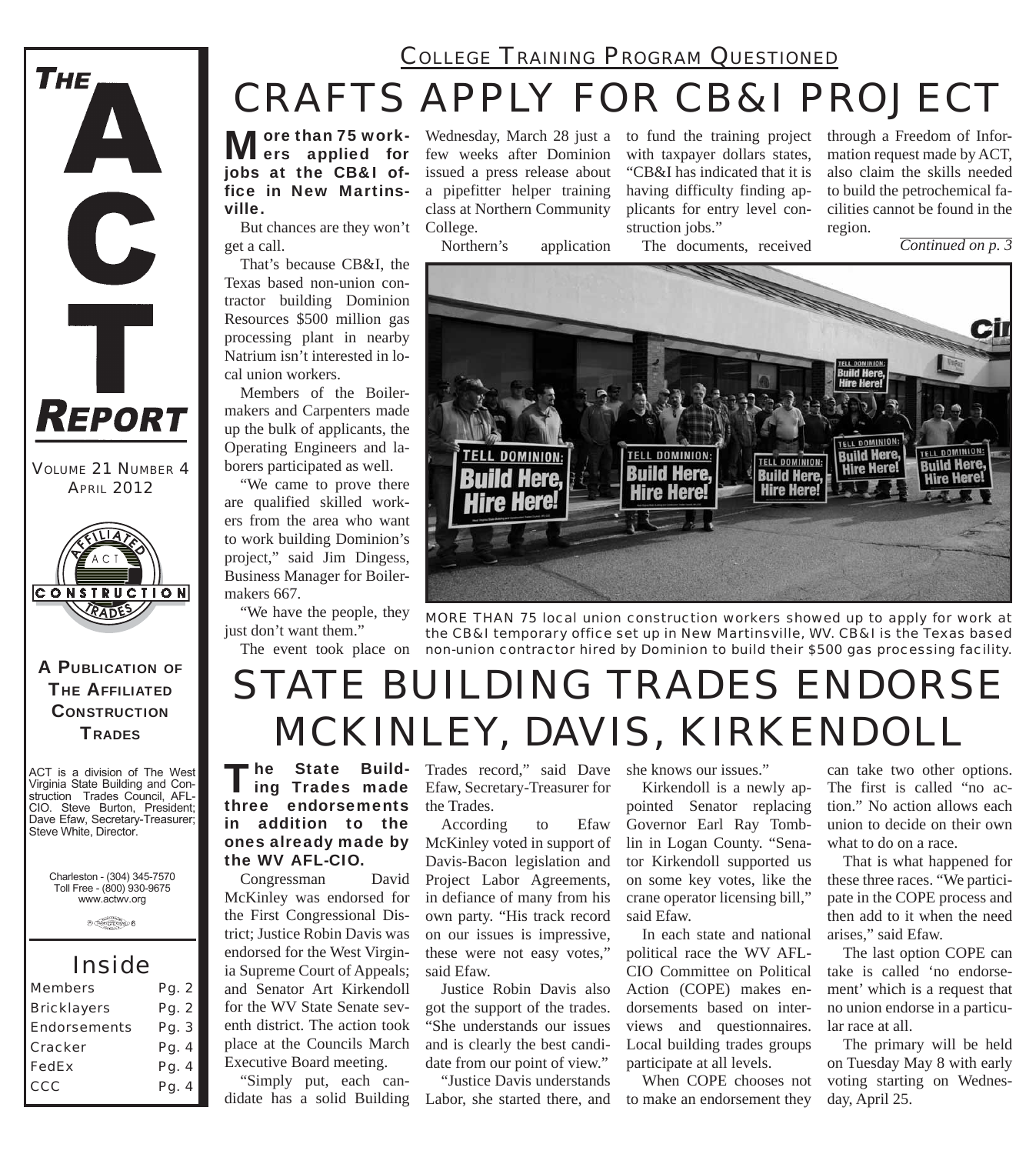# THE ACT REPORT

VOLUME 21 NUMBER 4
APRIL 2012

**A PUBLICATION OF THE AFFILIATED CONSTRUCTION TRADES**

ACT is a division of The West Virginia State Building and Construction Trades Council, AFL-CIO. Steve Burton, President; Dave Efaw, Secretary-Treasurer; Steve White, Director.

Charleston - (304) 345-7570
Toll Free - (800) 930-9675
www.actwv.org

## Inside

| | |
|---|---|
| Members | Pg. 2 |
| Bricklayers | Pg. 2 |
| Endorsements | Pg. 3 |
| Cracker | Pg. 4 |
| FedEx | Pg. 4 |
| CCC | Pg. 4 |

### COLLEGE TRAINING PROGRAM QUESTIONED

# CRAFTS APPLY FOR CB&I PROJECT

**More than 75 workers applied for jobs at the CB&I office in New Martinsville.**

But chances are they won't get a call.

That's because CB&I, the Texas based non-union contractor building Dominion Resources $500 million gas processing plant in nearby Natrium isn't interested in local union workers.

Members of the Boilermakers and Carpenters made up the bulk of applicants, the Operating Engineers and laborers participated as well.

"We came to prove there are qualified skilled workers from the area who want to work building Dominion's project," said Jim Dingess, Business Manager for Boilermakers 667.

"We have the people, they just don't want them."

The event took place on Wednesday, March 28 just a few weeks after Dominion issued a press release about a pipefitter helper training class at Northern Community College.

Northern's application to fund the training project with taxpayer dollars states, "CB&I has indicated that it is having difficulty finding applicants for entry level construction jobs."

The documents, received through a Freedom of Information request made by ACT, also claim the skills needed to build the petrochemical facilities cannot be found in the region.

*Continued on p. 3*

MORE THAN 75 local union construction workers showed up to apply for work at the CB&I temporary office set up in New Martinsville, WV. CB&I is the Texas based non-union contractor hired by Dominion to build their $500 gas processing facility.

# STATE BUILDING TRADES ENDORSE MCKINLEY, DAVIS, KIRKENDOLL

**The State Building Trades made three endorsements in addition to the ones already made by the WV AFL-CIO.**

Congressman David McKinley was endorsed for the First Congressional District; Justice Robin Davis was endorsed for the West Virginia Supreme Court of Appeals; and Senator Art Kirkendoll for the WV State Senate seventh district. The action took place at the Councils March Executive Board meeting.

"Simply put, each candidate has a solid Building Trades record," said Dave Efaw, Secretary-Treasurer for the Trades.

According to Efaw McKinley voted in support of Davis-Bacon legislation and Project Labor Agreements, in defiance of many from his own party. "His track record on our issues is impressive, these were not easy votes," said Efaw.

Justice Robin Davis also got the support of the trades. "She understands our issues and is clearly the best candidate from our point of view."

"Justice Davis understands Labor, she started there, and she knows our issues."

Kirkendoll is a newly appointed Senator replacing Governor Earl Ray Tomblin in Logan County. "Senator Kirkendoll supported us on some key votes, like the crane operator licensing bill," said Efaw.

In each state and national political race the WV AFL-CIO Committee on Political Action (COPE) makes endorsements based on interviews and questionnaires. Local building trades groups participate at all levels.

When COPE chooses not to make an endorsement they can take two other options. The first is called "no action." No action allows each union to decide on their own what to do on a race.

That is what happened for these three races. "We participate in the COPE process and then add to it when the need arises," said Efaw.

The last option COPE can take is called 'no endorsement' which is a request that no union endorse in a particular race at all.

The primary will be held on Tuesday May 8 with early voting starting on Wednesday, April 25.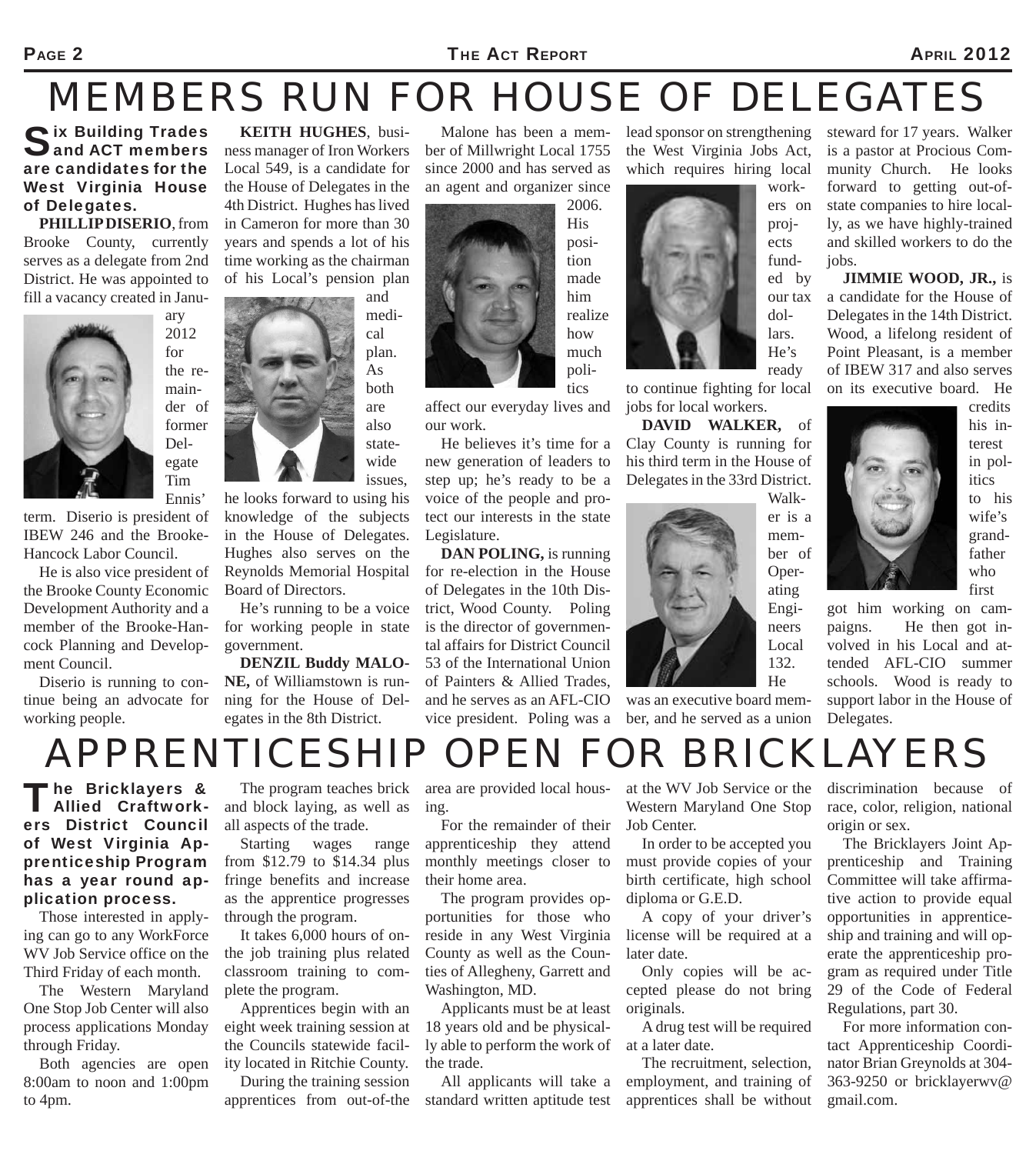# MEMBERS RUN FOR HOUSE OF DELEGATES

**Six Building Trades and ACT members are candidates for the West Virginia House of Delegates.**

**PHILLIP DISERIO**, from Brooke County, currently serves as a delegate from 2nd District. He was appointed to fill a vacancy created in January 2012 for the remainder of former Delegate Tim Ennis' term. Diserio is president of IBEW 246 and the Brooke-Hancock Labor Council.

He is also vice president of the Brooke County Economic Development Authority and a member of the Brooke-Hancock Planning and Development Council.

Diserio is running to continue being an advocate for working people.

**KEITH HUGHES**, business manager of Iron Workers Local 549, is a candidate for the House of Delegates in the 4th District. Hughes has lived in Cameron for more than 30 years and spends a lot of his time working as the chairman of his Local's pension plan and medical plan. As both are also statewide issues, he looks forward to using his knowledge of the subjects in the House of Delegates. Hughes also serves on the Reynolds Memorial Hospital Board of Directors.

He's running to be a voice for working people in state government.

**DENZIL Buddy MALONE,** of Williamstown is running for the House of Delegates in the 8th District.

Malone has been a member of Millwright Local 1755 since 2000 and has served as an agent and organizer since 2006. His position made him realize how much politics affect our everyday lives and our work.

He believes it's time for a new generation of leaders to step up; he's ready to be a voice of the people and protect our interests in the state Legislature.

**DAN POLING,** is running for re-election in the House of Delegates in the 10th District, Wood County. Poling is the director of governmental affairs for District Council 53 of the International Union of Painters & Allied Trades, and he serves as an AFL-CIO vice president. Poling was a lead sponsor on strengthening the West Virginia Jobs Act, which requires hiring local workers on projects funded by our tax dollars. He's ready to continue fighting for local jobs for local workers.

**DAVID WALKER,** of Clay County is running for his third term in the House of Delegates in the 33rd District. Walker is a member of Operating Engineers Local 132. He was an executive board member, and he served as a union steward for 17 years. Walker is a pastor at Procious Community Church. He looks forward to getting out-of-state companies to hire locally, as we have highly-trained and skilled workers to do the jobs.

**JIMMIE WOOD, JR.,** is a candidate for the House of Delegates in the 14th District. Wood, a lifelong resident of Point Pleasant, is a member of IBEW 317 and also serves on its executive board. He credits his interest in politics to his wife's grandfather who first got him working on campaigns. He then got involved in his Local and attended AFL-CIO summer schools. Wood is ready to support labor in the House of Delegates.

# APPRENTICESHIP OPEN FOR BRICKLAYERS

**The Bricklayers & Allied Craftworkers District Council of West Virginia Apprenticeship Program has a year round application process.**

Those interested in applying can go to any WorkForce WV Job Service office on the Third Friday of each month.

The Western Maryland One Stop Job Center will also process applications Monday through Friday.

Both agencies are open 8:00am to noon and 1:00pm to 4pm.

The program teaches brick and block laying, as well as all aspects of the trade.

Starting wages range from \$12.79 to \$14.34 plus fringe benefits and increase as the apprentice progresses through the program.

It takes 6,000 hours of on-the job training plus related classroom training to complete the program.

Apprentices begin with an eight week training session at the Councils statewide facility located in Ritchie County.

During the training session apprentices from out-of-the area are provided local housing.

For the remainder of their apprenticeship they attend monthly meetings closer to their home area.

The program provides opportunities for those who reside in any West Virginia County as well as the Counties of Allegheny, Garrett and Washington, MD.

Applicants must be at least 18 years old and be physically able to perform the work of the trade.

All applicants will take a standard written aptitude test at the WV Job Service or the Western Maryland One Stop Job Center.

In order to be accepted you must provide copies of your birth certificate, high school diploma or G.E.D.

A copy of your driver's license will be required at a later date.

Only copies will be accepted please do not bring originals.

A drug test will be required at a later date.

The recruitment, selection, employment, and training of apprentices shall be without discrimination because of race, color, religion, national origin or sex.

The Bricklayers Joint Apprenticeship and Training Committee will take affirmative action to provide equal opportunities in apprenticeship and training and will operate the apprenticeship program as required under Title 29 of the Code of Federal Regulations, part 30.

For more information contact Apprenticeship Coordinator Brian Greynolds at 304-363-9250 or bricklayerwv@gmail.com.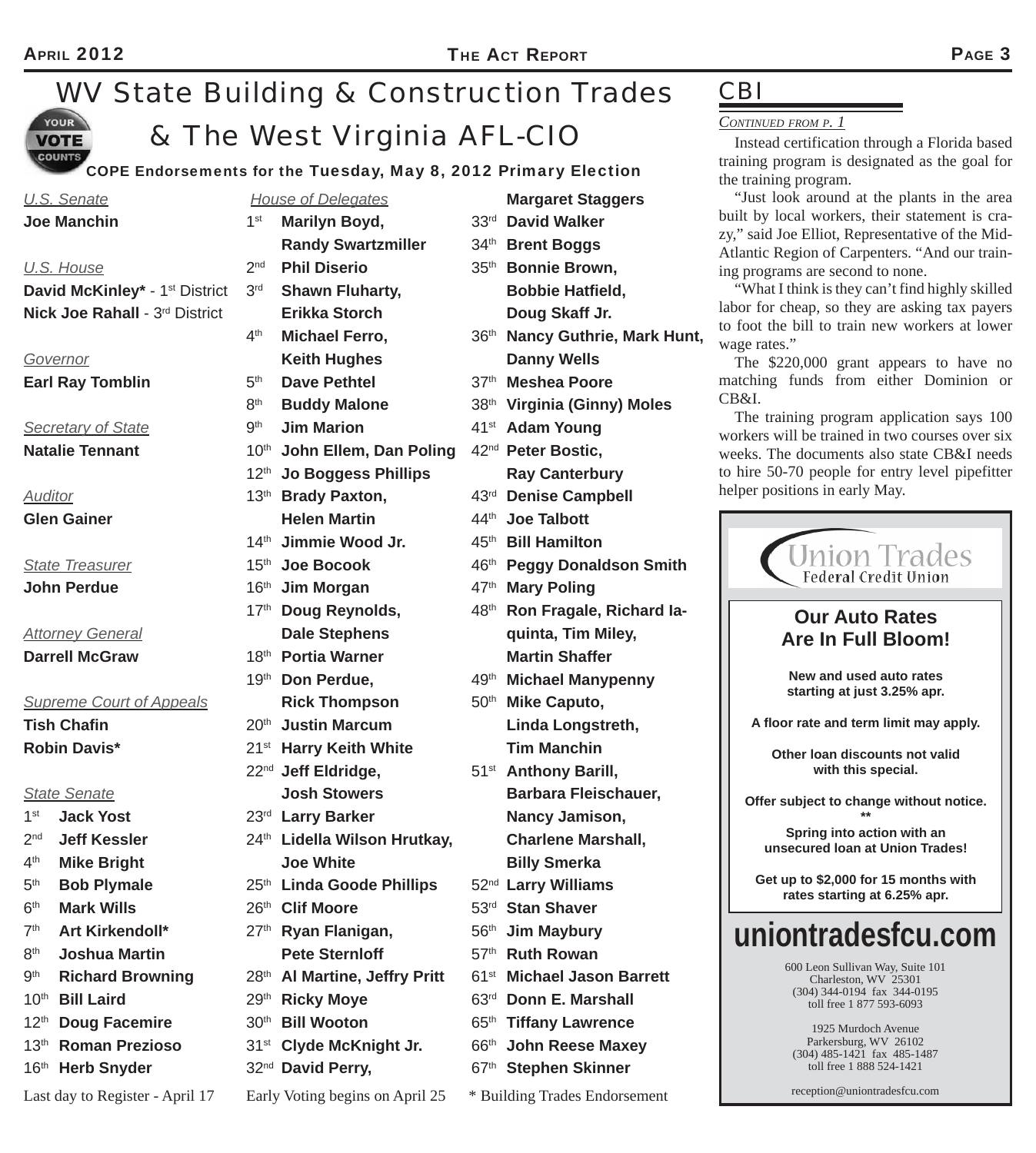# WV State Building & Construction Trades & The West Virginia AFL-CIO

YOUR VOTE COUNTS

## COPE Endorsements for the Tuesday, May 8, 2012 Primary Election

*U.S. Senate*
**Joe Manchin**

*U.S. House*
**David McKinley*** - 1st District
**Nick Joe Rahall** - 3rd District

*Governor*
**Earl Ray Tomblin**

*Secretary of State*
**Natalie Tennant**

*Auditor*
**Glen Gainer**

*State Treasurer*
**John Perdue**

*Attorney General*
**Darrell McGraw**

*Supreme Court of Appeals*
**Tish Chafin**
**Robin Davis***

*State Senate*
- 1st **Jack Yost**
- 2nd **Jeff Kessler**
- 4th **Mike Bright**
- 5th **Bob Plymale**
- 6th **Mark Wills**
- 7th **Art Kirkendoll***
- 8th **Joshua Martin**
- 9th **Richard Browning**
- 10th **Bill Laird**
- 12th **Doug Facemire**
- 13th **Roman Prezioso**
- 16th **Herb Snyder**

*House of Delegates*
- 1st **Marilyn Boyd, Randy Swartzmiller**
- 2nd **Phil Diserio**
- 3rd **Shawn Fluharty, Erikka Storch**
- 4th **Michael Ferro, Keith Hughes**
- 5th **Dave Pethtel**
- 8th **Buddy Malone**
- 9th **Jim Marion**
- 10th **John Ellem, Dan Poling**
- 12th **Jo Boggess Phillips**
- 13th **Brady Paxton, Helen Martin**
- 14th **Jimmie Wood Jr.**
- 15th **Joe Bocook**
- 16th **Jim Morgan**
- 17th **Doug Reynolds, Dale Stephens**
- 18th **Portia Warner**
- 19th **Don Perdue, Rick Thompson**
- 20th **Justin Marcum**
- 21st **Harry Keith White**
- 22nd **Jeff Eldridge, Josh Stowers**
- 23rd **Larry Barker**
- 24th **Lidella Wilson Hrutkay, Joe White**
- 25th **Linda Goode Phillips**
- 26th **Clif Moore**
- 27th **Ryan Flanigan, Pete Sternloff**
- 28th **Al Martine, Jeffry Pritt**
- 29th **Ricky Moye**
- 30th **Bill Wooton**
- 31st **Clyde McKnight Jr.**
- 32nd **David Perry, Margaret Staggers**
- 33rd **David Walker**
- 34th **Brent Boggs**
- 35th **Bonnie Brown, Bobbie Hatfield, Doug Skaff Jr.**
- 36th **Nancy Guthrie, Mark Hunt, Danny Wells**
- 37th **Meshea Poore**
- 38th **Virginia (Ginny) Moles**
- 41st **Adam Young**
- 42nd **Peter Bostic, Ray Canterbury**
- 43rd **Denise Campbell**
- 44th **Joe Talbott**
- 45th **Bill Hamilton**
- 46th **Peggy Donaldson Smith**
- 47th **Mary Poling**
- 48th **Ron Fragale, Richard Iaquinta, Tim Miley, Martin Shaffer**
- 49th **Michael Manypenny**
- 50th **Mike Caputo, Linda Longstreth, Tim Manchin**
- 51st **Anthony Barill, Barbara Fleischauer, Nancy Jamison, Charlene Marshall, Billy Smerka**
- 52nd **Larry Williams**
- 53rd **Stan Shaver**
- 56th **Jim Maybury**
- 57th **Ruth Rowan**
- 61st **Michael Jason Barrett**
- 63rd **Donn E. Marshall**
- 65th **Tiffany Lawrence**
- 66th **John Reese Maxey**
- 67th **Stephen Skinner**

Last day to Register - April 17    Early Voting begins on April 25    * Building Trades Endorsement

## CBI

*Continued from p. 1*

Instead certification through a Florida based training program is designated as the goal for the training program.

"Just look around at the plants in the area built by local workers, their statement is crazy," said Joe Elliot, Representative of the Mid-Atlantic Region of Carpenters. "And our training programs are second to none.

"What I think is they can't find highly skilled labor for cheap, so they are asking tax payers to foot the bill to train new workers at lower wage rates."

The $220,000 grant appears to have no matching funds from either Dominion or CB&I.

The training program application says 100 workers will be trained in two courses over six weeks. The documents also state CB&I needs to hire 50-70 people for entry level pipefitter helper positions in early May.

---

**Union Trades Federal Credit Union**

**Our Auto Rates Are In Full Bloom!**

**New and used auto rates starting at just 3.25% apr.**

**A floor rate and term limit may apply.**

**Other loan discounts not valid with this special.**

**Offer subject to change without notice.**

**

**Spring into action with an unsecured loan at Union Trades!**

**Get up to $2,000 for 15 months with rates starting at 6.25% apr.**

**uniontradesfcu.com**

600 Leon Sullivan Way, Suite 101
Charleston, WV 25301
(304) 344-0194 fax 344-0195
toll free 1 877 593-6093

1925 Murdoch Avenue
Parkersburg, WV 26102
(304) 485-1421 fax 485-1487
toll free 1 888 524-1421

reception@uniontradesfcu.com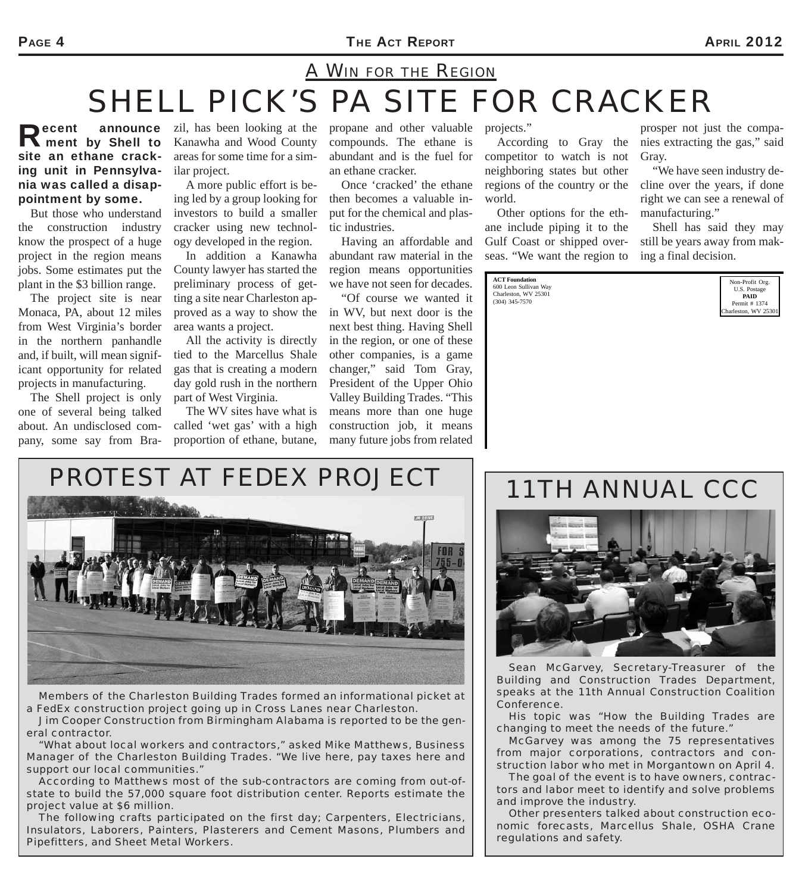## A Win for the Region

# SHELL PICK'S PA SITE FOR CRACKER

**Recent announcement by Shell to site an ethane cracking unit in Pennsylvania was called a disappointment by some.**

But those who understand the construction industry know the prospect of a huge project in the region means jobs. Some estimates put the plant in the $3 billion range.

The project site is near Monaca, PA, about 12 miles from West Virginia's border in the northern panhandle and, if built, will mean significant opportunity for related projects in manufacturing.

The Shell project is only one of several being talked about. An undisclosed company, some say from Brazil, has been looking at the Kanawha and Wood County areas for some time for a similar project.

A more public effort is being led by a group looking for investors to build a smaller cracker using new technology developed in the region.

In addition a Kanawha County lawyer has started the preliminary process of getting a site near Charleston approved as a way to show the area wants a project.

All the activity is directly tied to the Marcellus Shale gas that is creating a modern day gold rush in the northern part of West Virginia.

The WV sites have what is called 'wet gas' with a high proportion of ethane, butane, propane and other valuable compounds. The ethane is abundant and is the fuel for an ethane cracker.

Once 'cracked' the ethane then becomes a valuable input for the chemical and plastic industries.

Having an affordable and abundant raw material in the region means opportunities we have not seen for decades.

"Of course we wanted it in WV, but next door is the next best thing. Having Shell in the region, or one of these other companies, is a game changer," said Tom Gray, President of the Upper Ohio Valley Building Trades. "This means more than one huge construction job, it means many future jobs from related projects."

According to Gray the competitor to watch is not neighboring states but other regions of the country or the world.

Other options for the ethane include piping it to the Gulf Coast or shipped overseas. "We want the region to prosper not just the companies extracting the gas," said Gray.

"We have seen industry decline over the years, if done right we can see a renewal of manufacturing."

Shell has said they may still be years away from making a final decision.

**ACT Foundation**
600 Leon Sullivan Way
Charleston, WV 25301
(304) 345-7570

Non-Profit Org.
U.S. Postage
**PAID**
Permit # 1374
Charleston, WV 25301

# PROTEST AT FEDEX PROJECT

Members of the Charleston Building Trades formed an informational picket at a FedEx construction project going up in Cross Lanes near Charleston.

Jim Cooper Construction from Birmingham Alabama is reported to be the general contractor.

"What about local workers and contractors," asked Mike Matthews, Business Manager of the Charleston Building Trades. "We live here, pay taxes here and support our local communities."

According to Matthews most of the sub-contractors are coming from out-of-state to build the 57,000 square foot distribution center. Reports estimate the project value at $6 million.

The following crafts participated on the first day; Carpenters, Electricians, Insulators, Laborers, Painters, Plasterers and Cement Masons, Plumbers and Pipefitters, and Sheet Metal Workers.

# 11TH ANNUAL CCC

Sean McGarvey, Secretary-Treasurer of the Building and Construction Trades Department, speaks at the 11th Annual Construction Coalition Conference.

His topic was "How the Building Trades are changing to meet the needs of the future."

McGarvey was among the 75 representatives from major corporations, contractors and construction labor who met in Morgantown on April 4.

The goal of the event is to have owners, contractors and labor meet to identify and solve problems and improve the industry.

Other presenters talked about construction economic forecasts, Marcellus Shale, OSHA Crane regulations and safety.